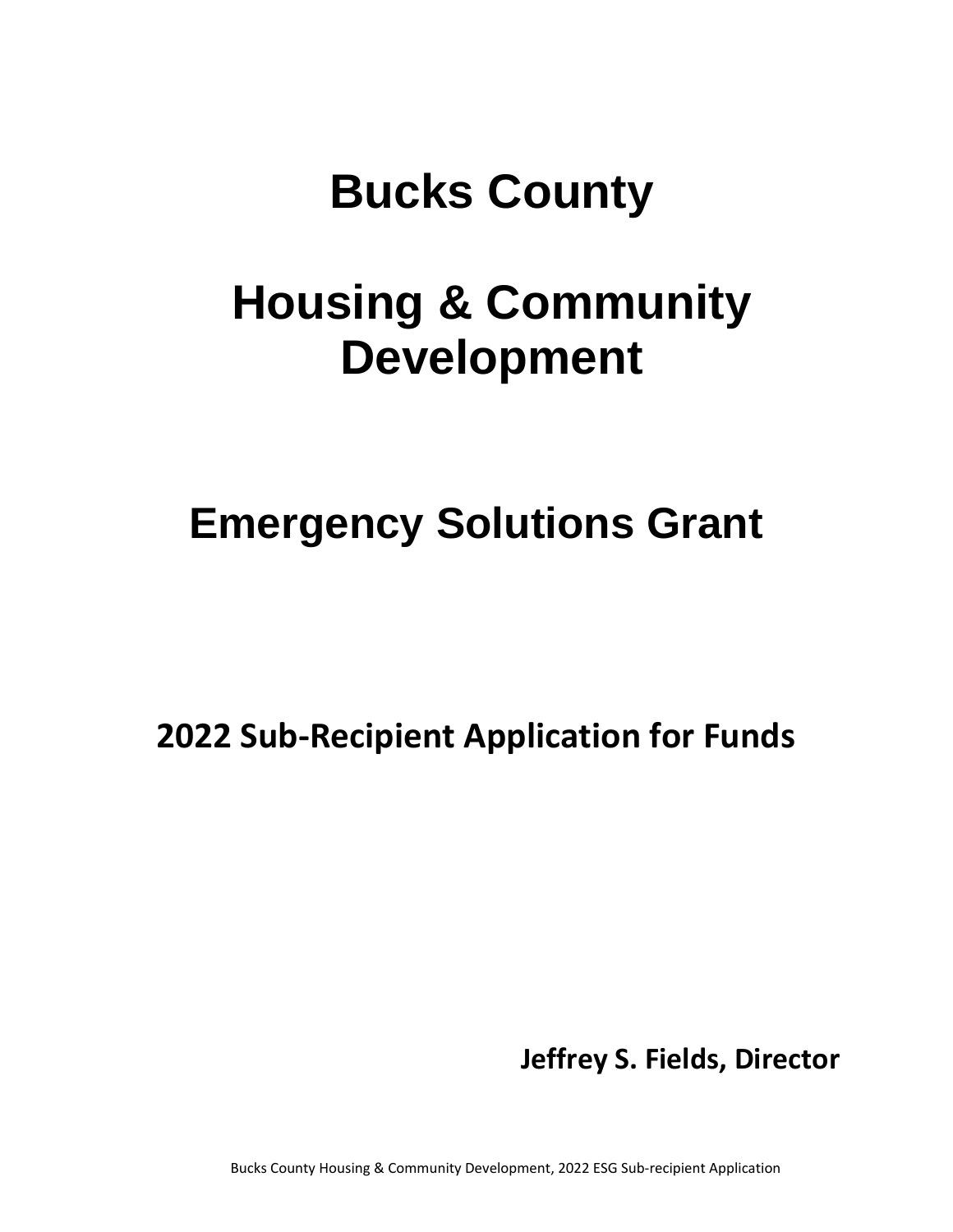# Bucks County

# Housing & Community Development

## Emergency Solutions Grant

### 2022 Sub-Recipient Application for Funds

**Jeffrey S. Fields, Director**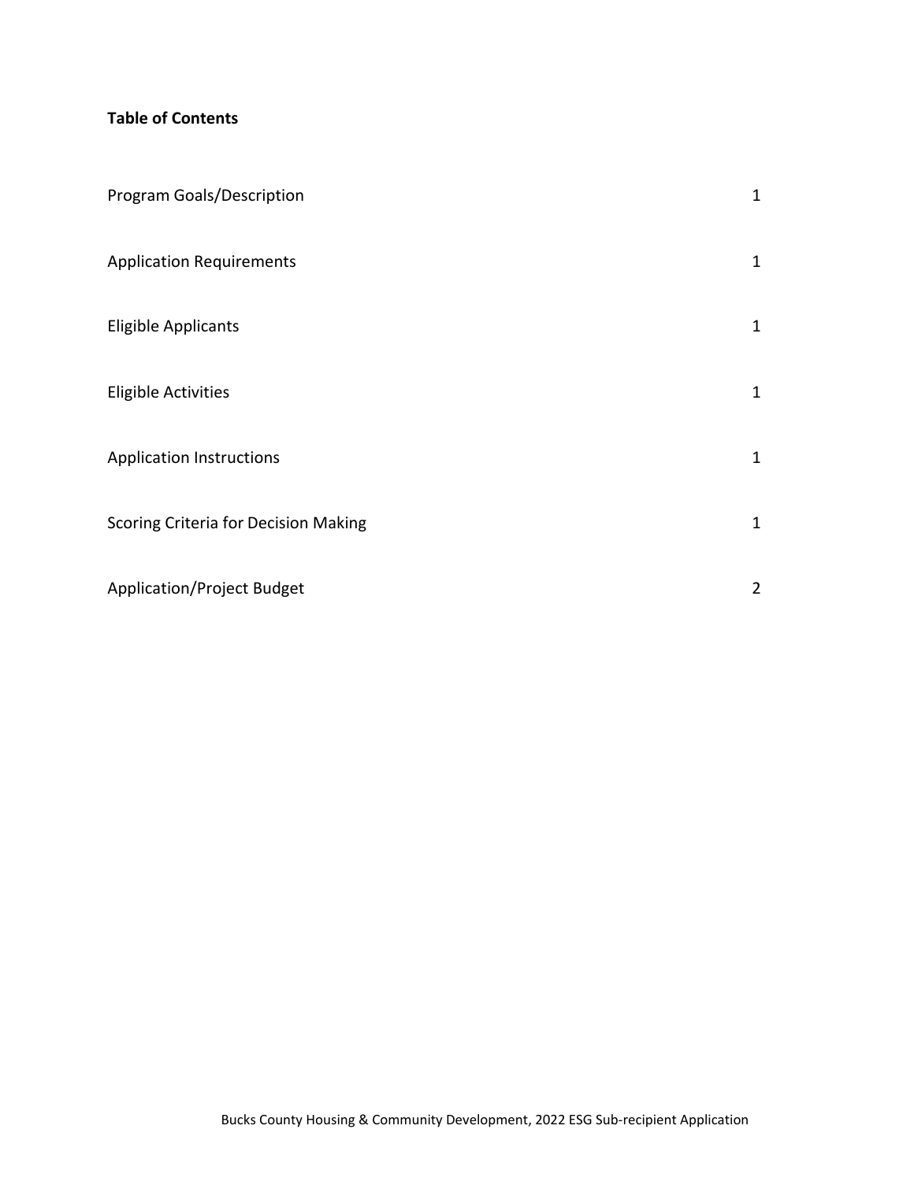**Table of Contents**

| | |
|---|---|
| Program Goals/Description | 1 |
| Application Requirements | 1 |
| Eligible Applicants | 1 |
| Eligible Activities | 1 |
| Application Instructions | 1 |
| Scoring Criteria for Decision Making | 1 |
| Application/Project Budget | 2 |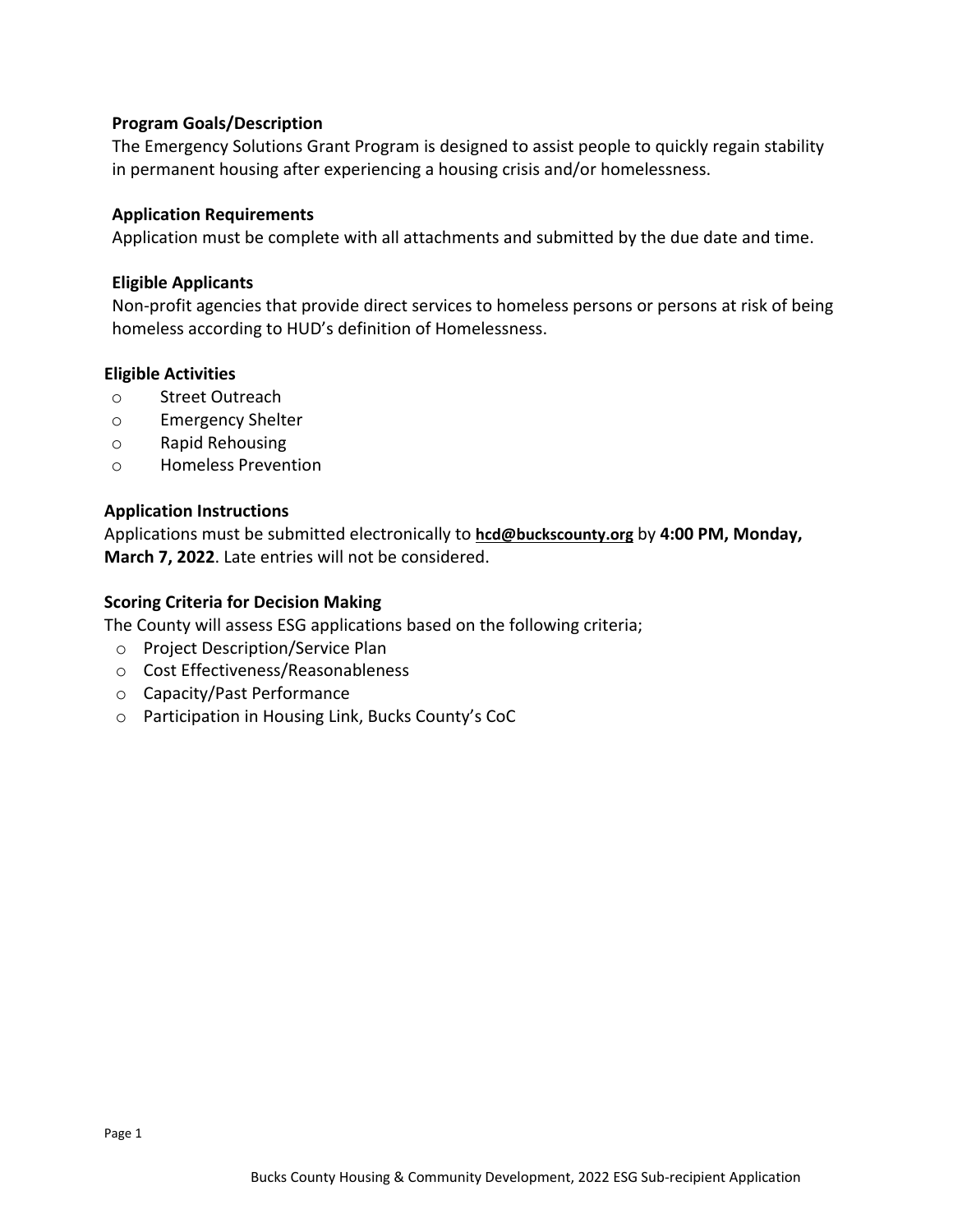**Program Goals/Description**

The Emergency Solutions Grant Program is designed to assist people to quickly regain stability in permanent housing after experiencing a housing crisis and/or homelessness.

**Application Requirements**

Application must be complete with all attachments and submitted by the due date and time.

**Eligible Applicants**

Non-profit agencies that provide direct services to homeless persons or persons at risk of being homeless according to HUD's definition of Homelessness.

**Eligible Activities**

- Street Outreach
- Emergency Shelter
- Rapid Rehousing
- Homeless Prevention

**Application Instructions**

Applications must be submitted electronically to **hcd@buckscounty.org** by **4:00 PM, Monday, March 7, 2022**. Late entries will not be considered.

**Scoring Criteria for Decision Making**

The County will assess ESG applications based on the following criteria;

- Project Description/Service Plan
- Cost Effectiveness/Reasonableness
- Capacity/Past Performance
- Participation in Housing Link, Bucks County's CoC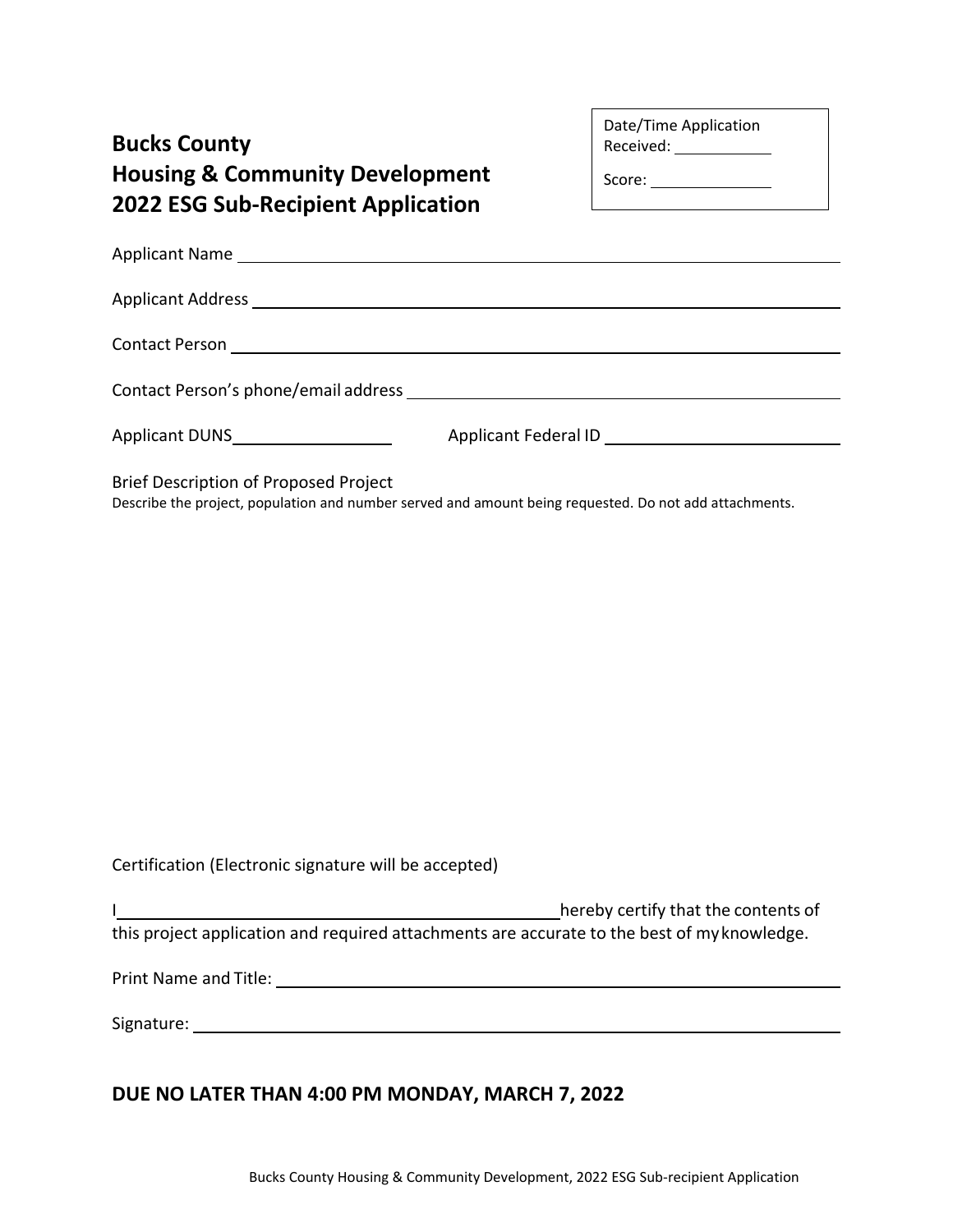# Bucks County
# Housing & Community Development
# 2022 ESG Sub-Recipient Application

Date/Time Application Received: ___________

Score: ___________

Applicant Name ______________________________________________

Applicant Address ______________________________________________

Contact Person ______________________________________________

Contact Person's phone/email address ______________________________________________

Applicant DUNS ________________ Applicant Federal ID ________________________

Brief Description of Proposed Project

Describe the project, population and number served and amount being requested. Do not add attachments.

Certification (Electronic signature will be accepted)

I ______________________________________________ hereby certify that the contents of this project application and required attachments are accurate to the best of my knowledge.

Print Name and Title: ______________________________________________

Signature: ______________________________________________

**DUE NO LATER THAN 4:00 PM MONDAY, MARCH 7, 2022**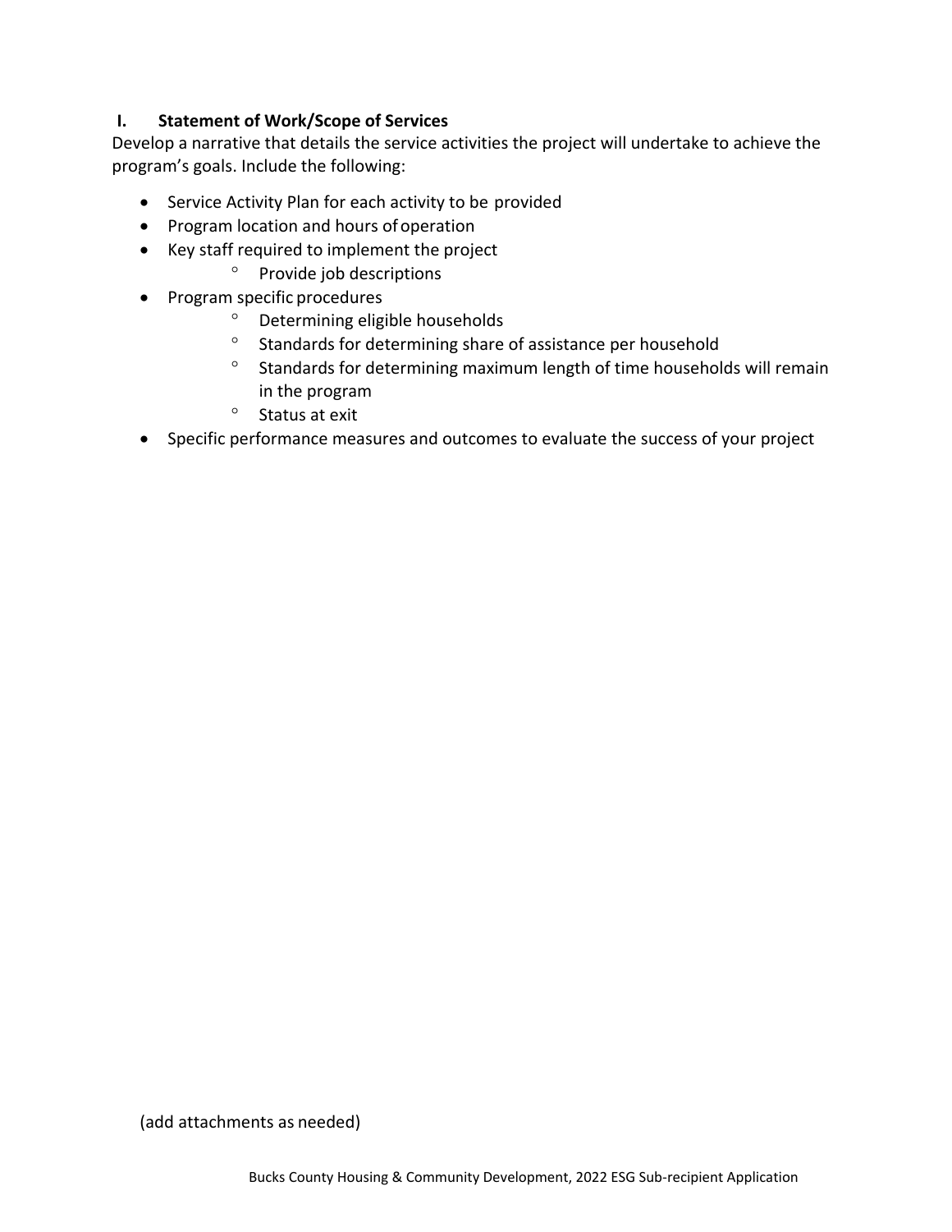## I. Statement of Work/Scope of Services

Develop a narrative that details the service activities the project will undertake to achieve the program's goals. Include the following:

- Service Activity Plan for each activity to be provided
- Program location and hours of operation
- Key staff required to implement the project
  - Provide job descriptions
- Program specific procedures
  - Determining eligible households
  - Standards for determining share of assistance per household
  - Standards for determining maximum length of time households will remain in the program
  - Status at exit
- Specific performance measures and outcomes to evaluate the success of your project

(add attachments as needed)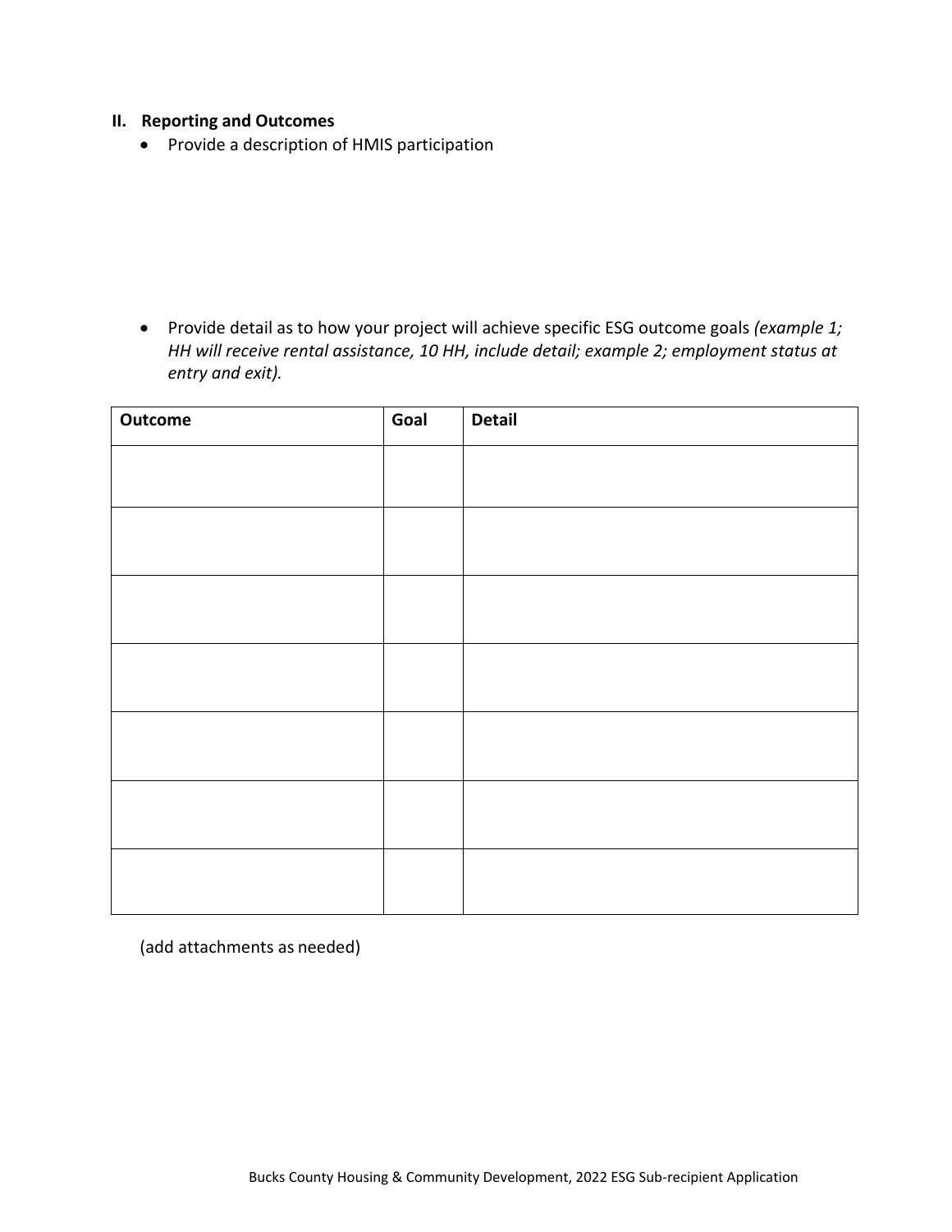## II. Reporting and Outcomes

- Provide a description of HMIS participation

- Provide detail as to how your project will achieve specific ESG outcome goals *(example 1; HH will receive rental assistance, 10 HH, include detail; example 2; employment status at entry and exit).*

| Outcome | Goal | Detail |
|---|---|---|
| | | |
| | | |
| | | |
| | | |
| | | |
| | | |
| | | |

(add attachments as needed)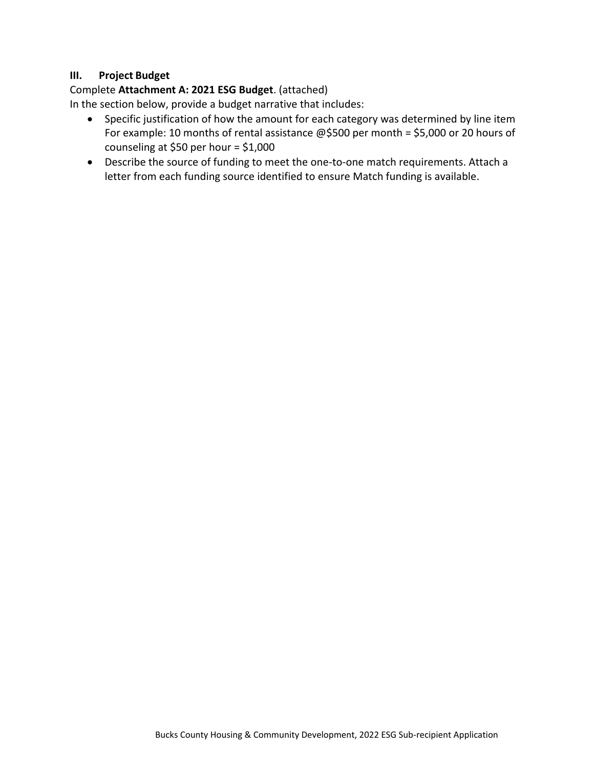## III. Project Budget

Complete **Attachment A: 2021 ESG Budget**. (attached)

In the section below, provide a budget narrative that includes:

- Specific justification of how the amount for each category was determined by line item For example: 10 months of rental assistance @$500 per month = $5,000 or 20 hours of counseling at $50 per hour = $1,000
- Describe the source of funding to meet the one-to-one match requirements. Attach a letter from each funding source identified to ensure Match funding is available.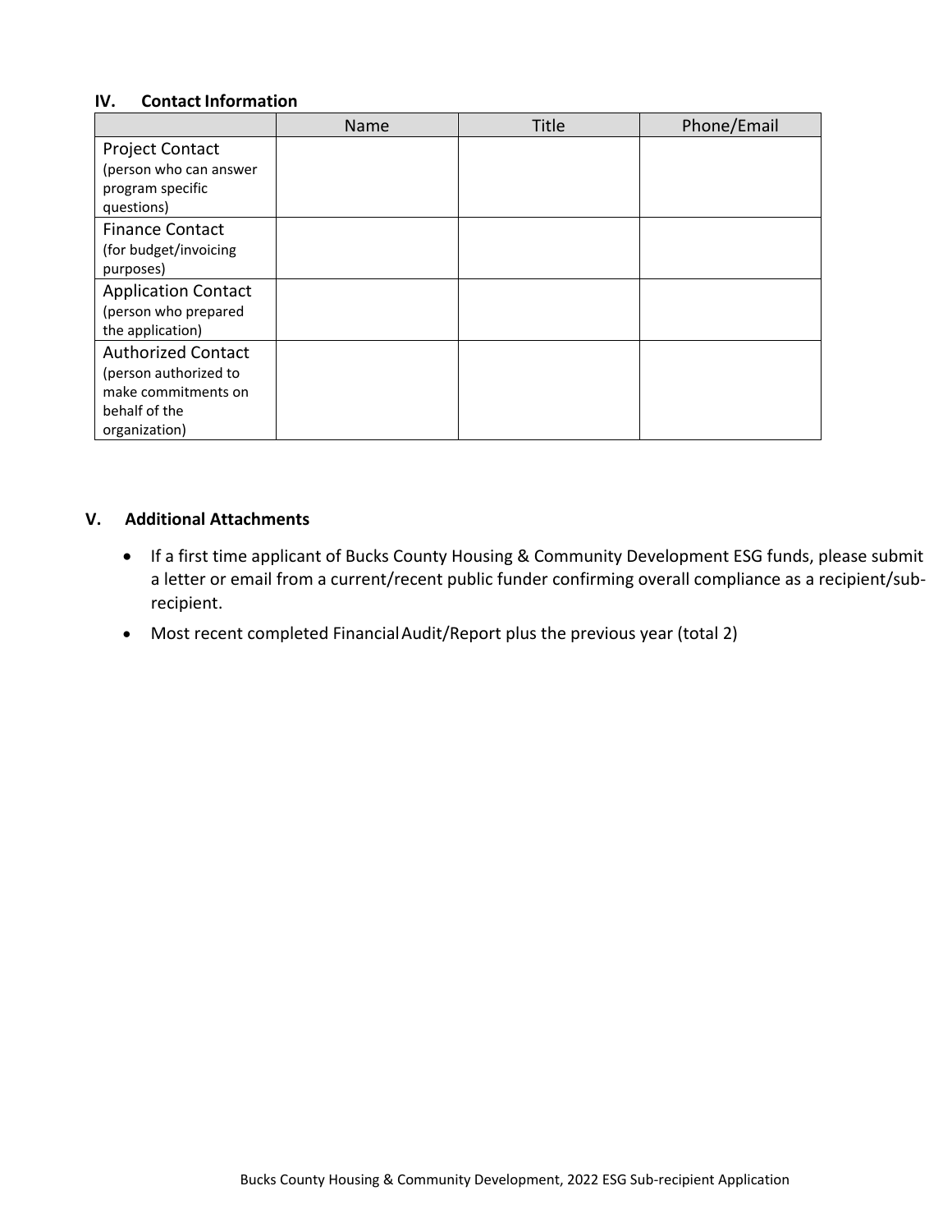## IV. Contact Information

| | Name | Title | Phone/Email |
|---|---|---|---|
| Project Contact (person who can answer program specific questions) | | | |
| Finance Contact (for budget/invoicing purposes) | | | |
| Application Contact (person who prepared the application) | | | |
| Authorized Contact (person authorized to make commitments on behalf of the organization) | | | |

## V. Additional Attachments

- If a first time applicant of Bucks County Housing & Community Development ESG funds, please submit a letter or email from a current/recent public funder confirming overall compliance as a recipient/sub-recipient.
- Most recent completed Financial Audit/Report plus the previous year (total 2)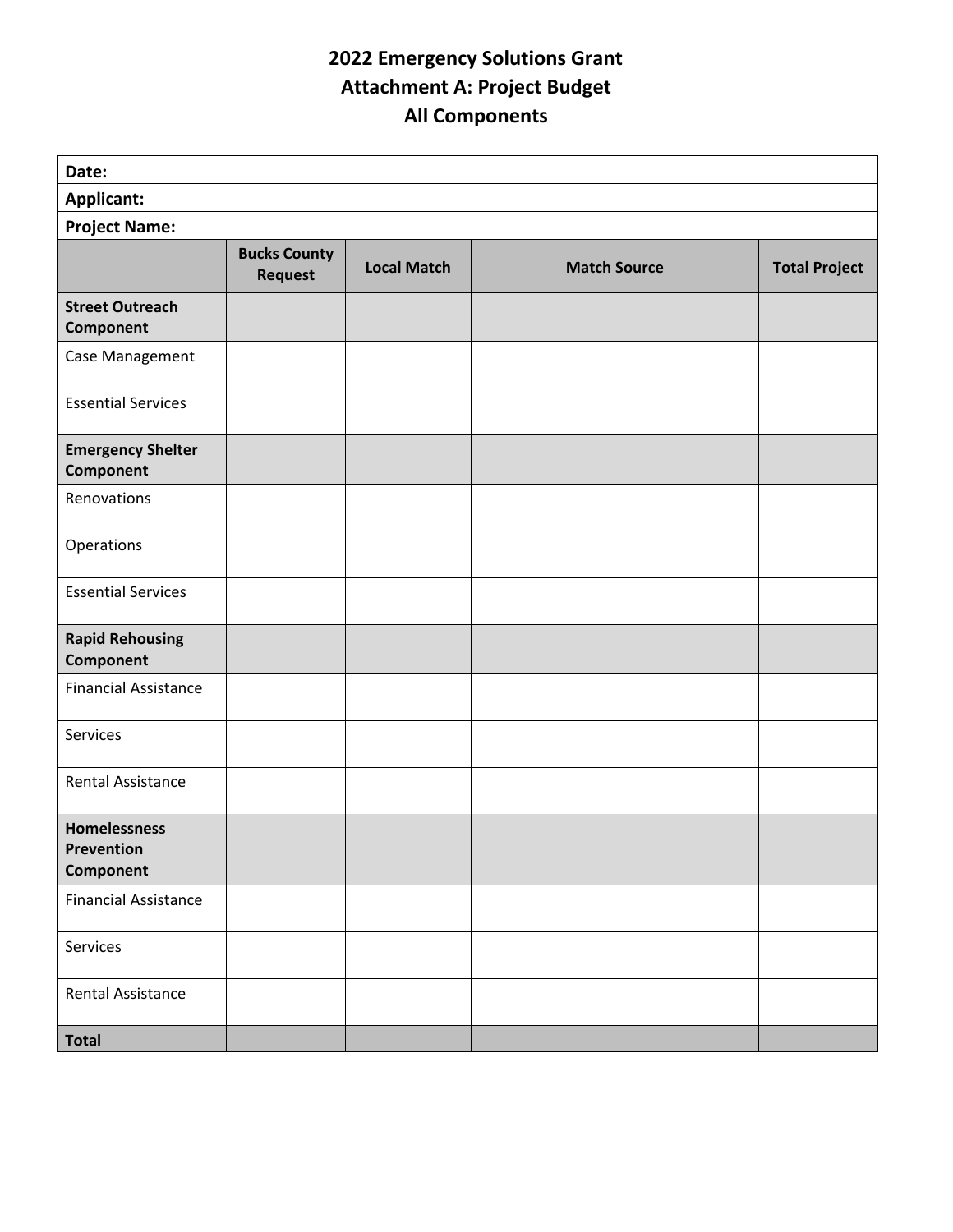# 2022 Emergency Solutions Grant
## Attachment A: Project Budget
## All Components

| | | | | |
|---|---|---|---|---|
| **Date:** | | | | |
| **Applicant:** | | | | |
| **Project Name:** | | | | |
| | **Bucks County Request** | **Local Match** | **Match Source** | **Total Project** |
| **Street Outreach Component** | | | | |
| Case Management | | | | |
| Essential Services | | | | |
| **Emergency Shelter Component** | | | | |
| Renovations | | | | |
| Operations | | | | |
| Essential Services | | | | |
| **Rapid Rehousing Component** | | | | |
| Financial Assistance | | | | |
| Services | | | | |
| Rental Assistance | | | | |
| **Homelessness Prevention Component** | | | | |
| Financial Assistance | | | | |
| Services | | | | |
| Rental Assistance | | | | |
| **Total** | | | | |